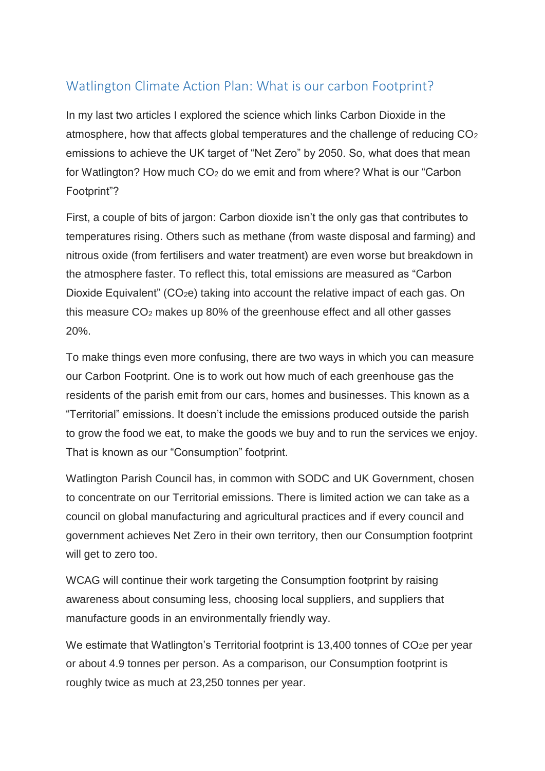## Watlington Climate Action Plan: What is our carbon Footprint?

In my last two articles I explored the science which links Carbon Dioxide in the atmosphere, how that affects global temperatures and the challenge of reducing $CO_2$ emissions to achieve the UK target of "Net Zero" by 2050. So, what does that mean for Watlington? How much $CO_2$ do we emit and from where? What is our "Carbon Footprint"?

First, a couple of bits of jargon: Carbon dioxide isn't the only gas that contributes to temperatures rising. Others such as methane (from waste disposal and farming) and nitrous oxide (from fertilisers and water treatment) are even worse but breakdown in the atmosphere faster. To reflect this, total emissions are measured as "Carbon Dioxide Equivalent" ($CO_2e$) taking into account the relative impact of each gas. On this measure $CO_2$ makes up 80% of the greenhouse effect and all other gasses 20%.

To make things even more confusing, there are two ways in which you can measure our Carbon Footprint. One is to work out how much of each greenhouse gas the residents of the parish emit from our cars, homes and businesses. This known as a "Territorial" emissions. It doesn't include the emissions produced outside the parish to grow the food we eat, to make the goods we buy and to run the services we enjoy. That is known as our "Consumption" footprint.

Watlington Parish Council has, in common with SODC and UK Government, chosen to concentrate on our Territorial emissions. There is limited action we can take as a council on global manufacturing and agricultural practices and if every council and government achieves Net Zero in their own territory, then our Consumption footprint will get to zero too.

WCAG will continue their work targeting the Consumption footprint by raising awareness about consuming less, choosing local suppliers, and suppliers that manufacture goods in an environmentally friendly way.

We estimate that Watlington's Territorial footprint is 13,400 tonnes of $CO_2e$ per year or about 4.9 tonnes per person. As a comparison, our Consumption footprint is roughly twice as much at 23,250 tonnes per year.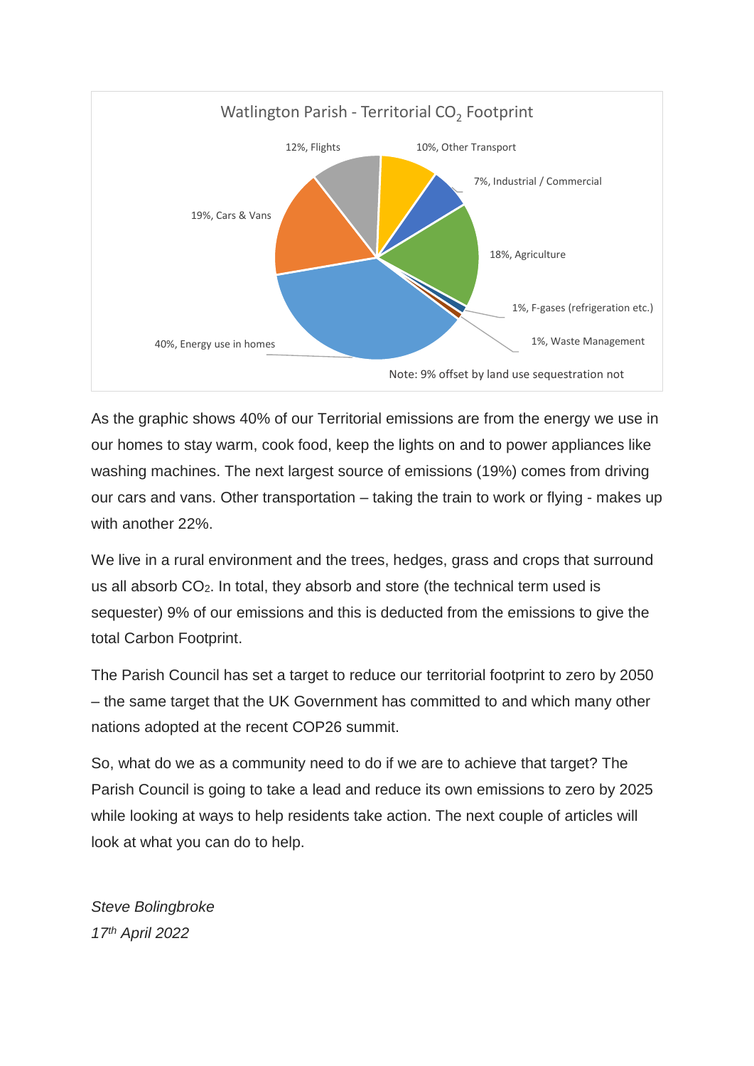Watlington Parish - Territorial $CO_2$ Footprint

12%, Flights

10%, Other Transport

7%, Industrial / Commercial

19%, Cars & Vans

18%, Agriculture

1%, F-gases (refrigeration etc.)

1%, Waste Management

40%, Energy use in homes

Note: 9% offset by land use sequestration not

As the graphic shows 40% of our Territorial emissions are from the energy we use in our homes to stay warm, cook food, keep the lights on and to power appliances like washing machines. The next largest source of emissions (19%) comes from driving our cars and vans. Other transportation – taking the train to work or flying - makes up with another 22%.

We live in a rural environment and the trees, hedges, grass and crops that surround us all absorb $CO_2$. In total, they absorb and store (the technical term used is sequester) 9% of our emissions and this is deducted from the emissions to give the total Carbon Footprint.

The Parish Council has set a target to reduce our territorial footprint to zero by 2050 – the same target that the UK Government has committed to and which many other nations adopted at the recent COP26 summit.

So, what do we as a community need to do if we are to achieve that target? The Parish Council is going to take a lead and reduce its own emissions to zero by 2025 while looking at ways to help residents take action. The next couple of articles will look at what you can do to help.

*Steve Bolingbroke*
*17th April 2022*